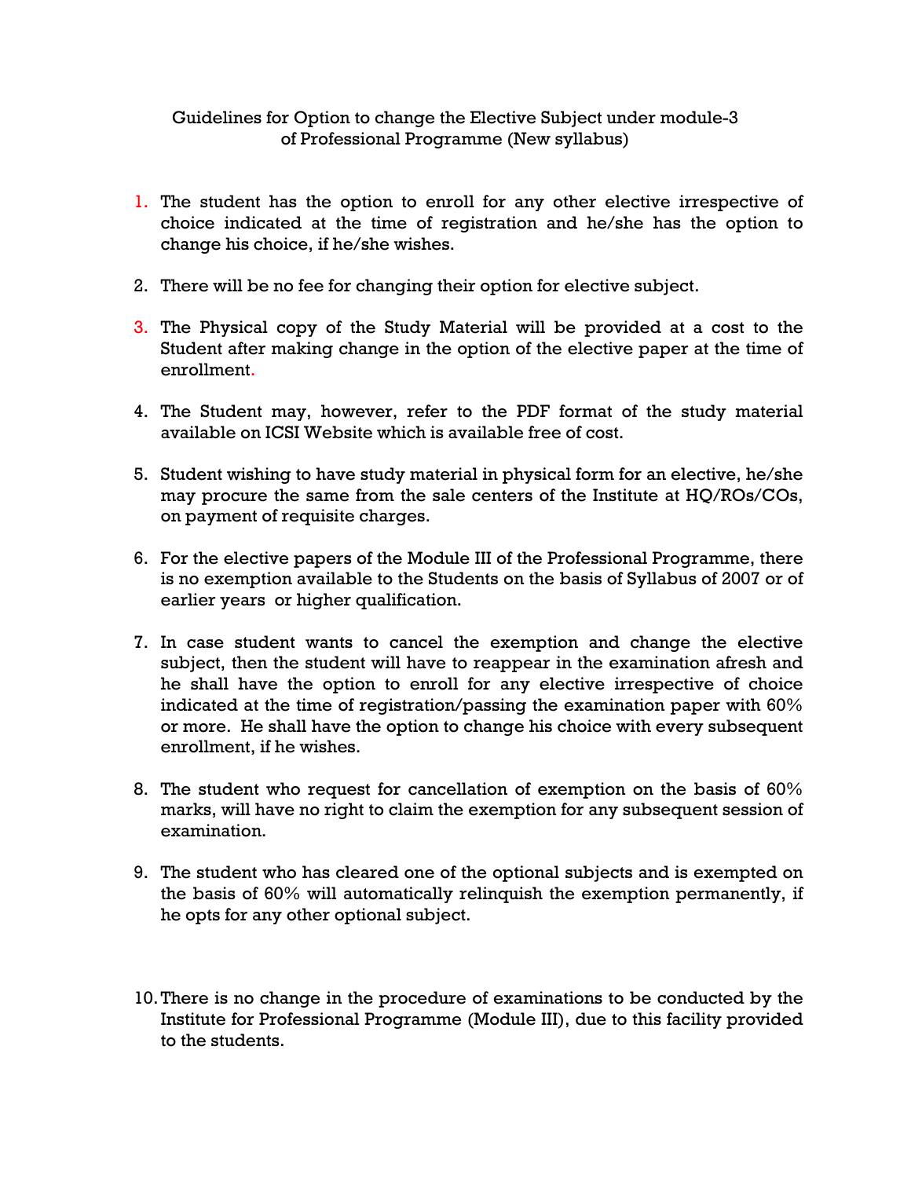# Guidelines for Option to change the Elective Subject under module-3 of Professional Programme (New syllabus)

1. The student has the option to enroll for any other elective irrespective of choice indicated at the time of registration and he/she has the option to change his choice, if he/she wishes.

2. There will be no fee for changing their option for elective subject.

3. The Physical copy of the Study Material will be provided at a cost to the Student after making change in the option of the elective paper at the time of enrollment.

4. The Student may, however, refer to the PDF format of the study material available on ICSI Website which is available free of cost.

5. Student wishing to have study material in physical form for an elective, he/she may procure the same from the sale centers of the Institute at HQ/ROs/COs, on payment of requisite charges.

6. For the elective papers of the Module III of the Professional Programme, there is no exemption available to the Students on the basis of Syllabus of 2007 or of earlier years or higher qualification.

7. In case student wants to cancel the exemption and change the elective subject, then the student will have to reappear in the examination afresh and he shall have the option to enroll for any elective irrespective of choice indicated at the time of registration/passing the examination paper with 60% or more. He shall have the option to change his choice with every subsequent enrollment, if he wishes.

8. The student who request for cancellation of exemption on the basis of 60% marks, will have no right to claim the exemption for any subsequent session of examination.

9. The student who has cleared one of the optional subjects and is exempted on the basis of 60% will automatically relinquish the exemption permanently, if he opts for any other optional subject.

10. There is no change in the procedure of examinations to be conducted by the Institute for Professional Programme (Module III), due to this facility provided to the students.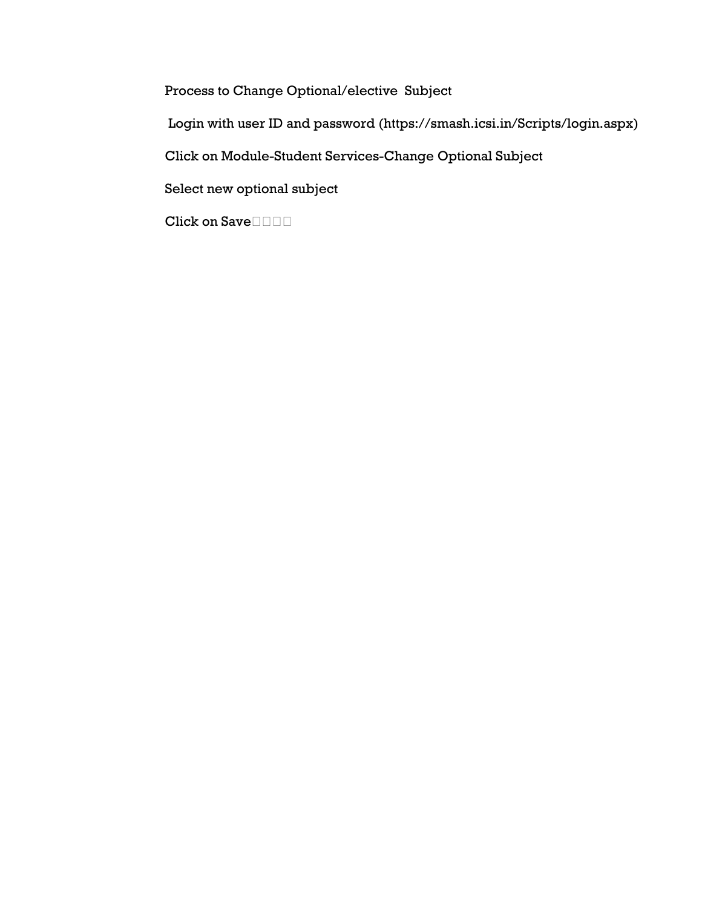Process to Change Optional/elective Subject

Login with user ID and password (https://smash.icsi.in/Scripts/login.aspx)

Click on Module-Student Services-Change Optional Subject

Select new optional subject

Click on Save